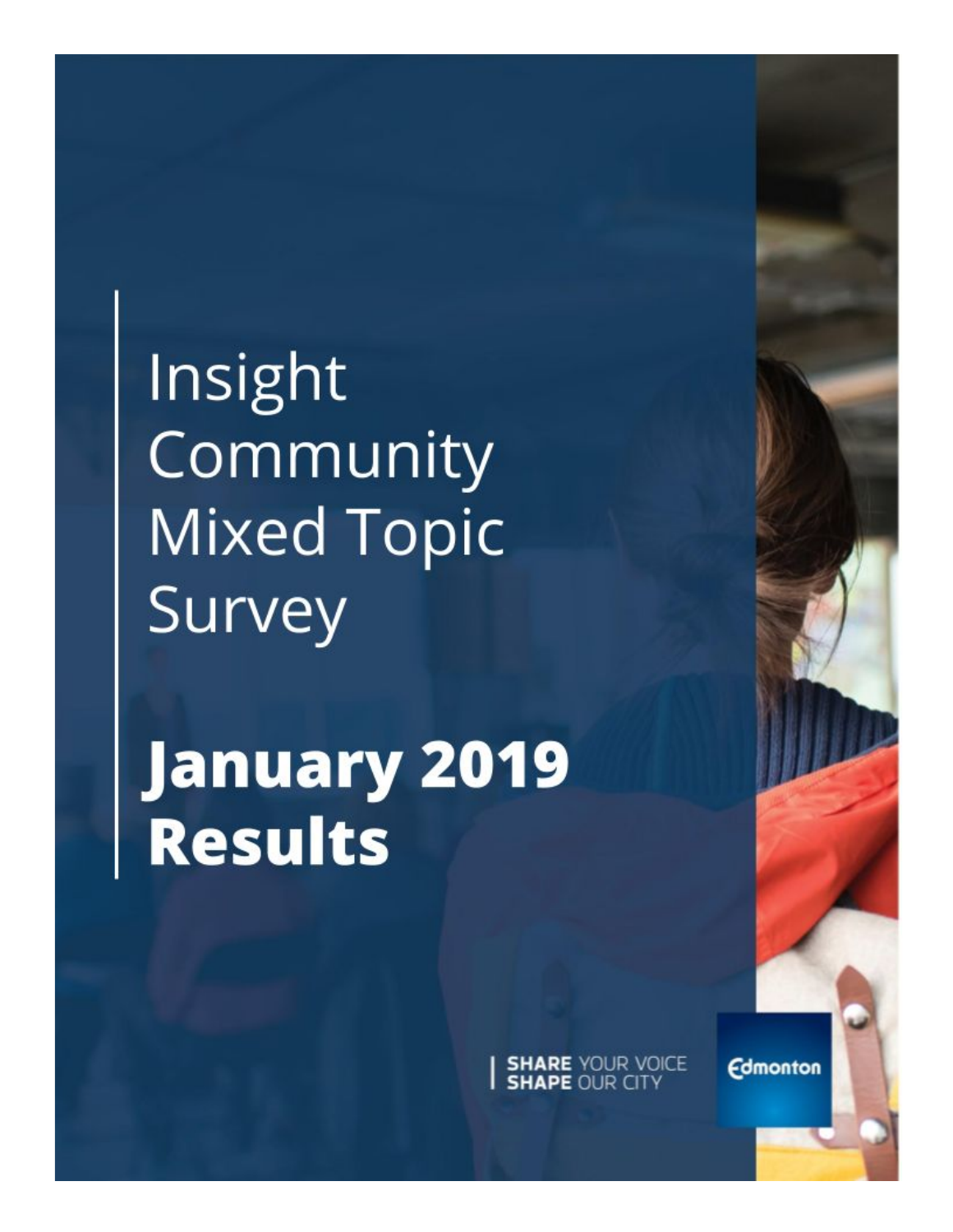# Insight Community Mixed Topic Survey

# January 2019 Results

SHARE YOUR VOICE
SHAPE OUR CITY

Edmonton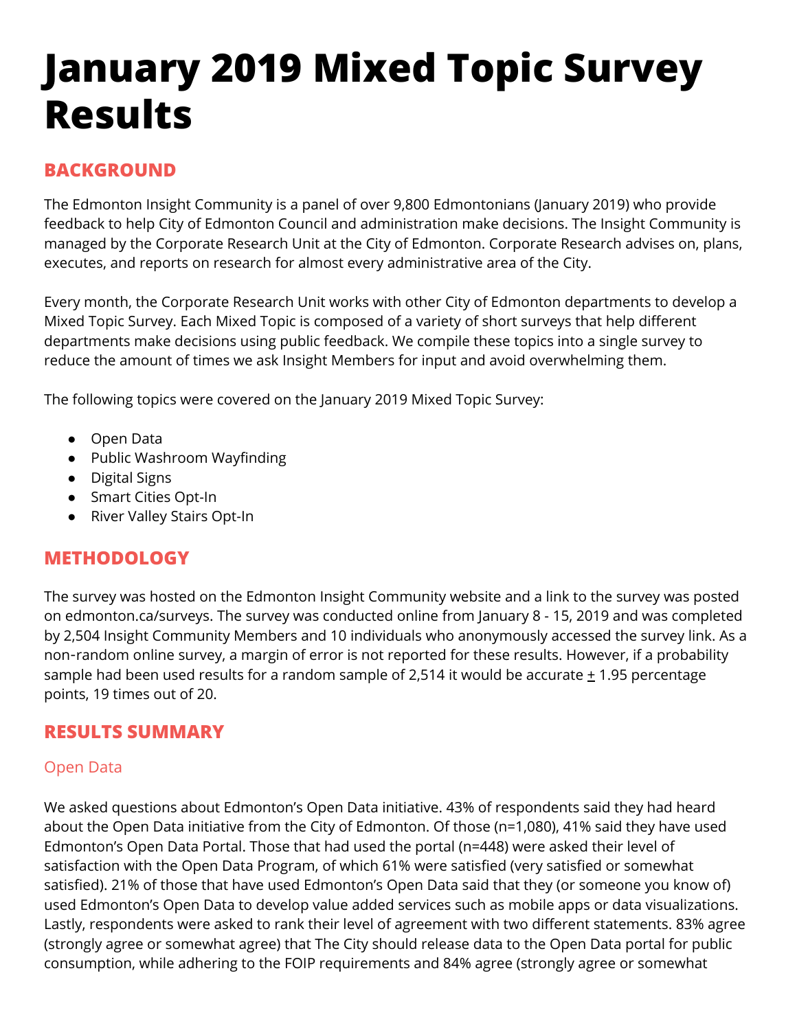# January 2019 Mixed Topic Survey Results

## BACKGROUND

The Edmonton Insight Community is a panel of over 9,800 Edmontonians (January 2019) who provide feedback to help City of Edmonton Council and administration make decisions. The Insight Community is managed by the Corporate Research Unit at the City of Edmonton. Corporate Research advises on, plans, executes, and reports on research for almost every administrative area of the City.

Every month, the Corporate Research Unit works with other City of Edmonton departments to develop a Mixed Topic Survey. Each Mixed Topic is composed of a variety of short surveys that help different departments make decisions using public feedback. We compile these topics into a single survey to reduce the amount of times we ask Insight Members for input and avoid overwhelming them.

The following topics were covered on the January 2019 Mixed Topic Survey:

- Open Data
- Public Washroom Wayfinding
- Digital Signs
- Smart Cities Opt-In
- River Valley Stairs Opt-In

## METHODOLOGY

The survey was hosted on the Edmonton Insight Community website and a link to the survey was posted on edmonton.ca/surveys. The survey was conducted online from January 8 - 15, 2019 and was completed by 2,504 Insight Community Members and 10 individuals who anonymously accessed the survey link. As a non-random online survey, a margin of error is not reported for these results. However, if a probability sample had been used results for a random sample of 2,514 it would be accurate ± 1.95 percentage points, 19 times out of 20.

## RESULTS SUMMARY

### Open Data

We asked questions about Edmonton's Open Data initiative. 43% of respondents said they had heard about the Open Data initiative from the City of Edmonton. Of those (n=1,080), 41% said they have used Edmonton's Open Data Portal. Those that had used the portal (n=448) were asked their level of satisfaction with the Open Data Program, of which 61% were satisfied (very satisfied or somewhat satisfied). 21% of those that have used Edmonton's Open Data said that they (or someone you know of) used Edmonton's Open Data to develop value added services such as mobile apps or data visualizations. Lastly, respondents were asked to rank their level of agreement with two different statements. 83% agree (strongly agree or somewhat agree) that The City should release data to the Open Data portal for public consumption, while adhering to the FOIP requirements and 84% agree (strongly agree or somewhat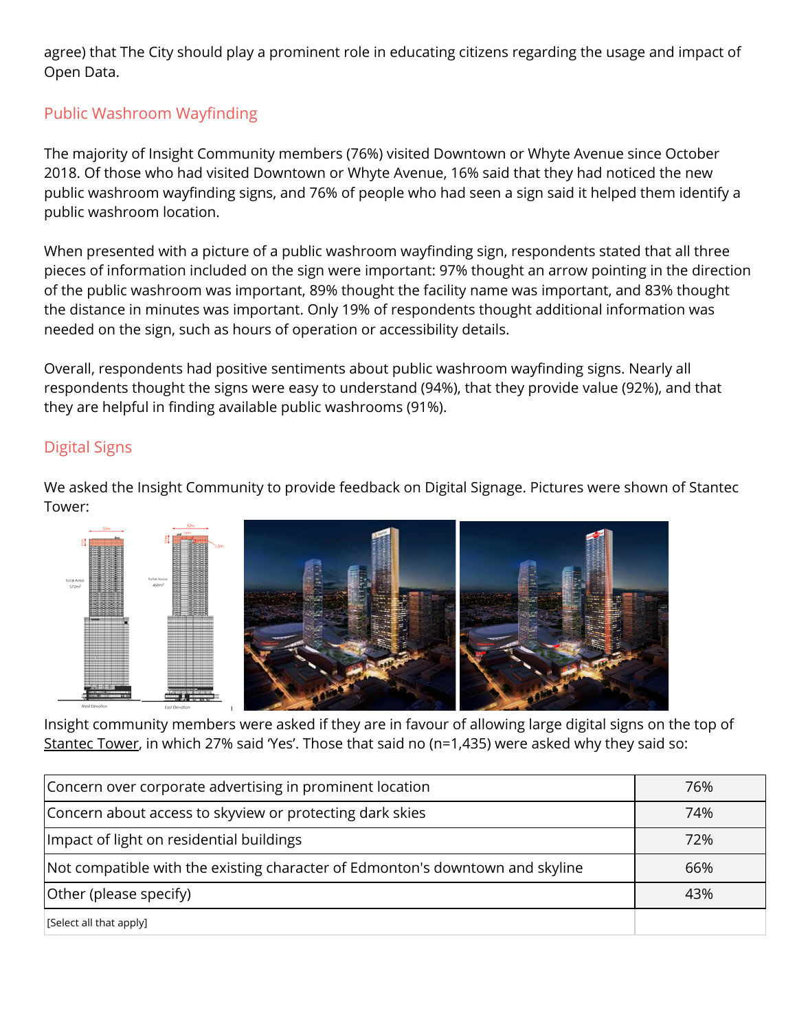agree) that The City should play a prominent role in educating citizens regarding the usage and impact of Open Data.

## Public Washroom Wayfinding

The majority of Insight Community members (76%) visited Downtown or Whyte Avenue since October 2018. Of those who had visited Downtown or Whyte Avenue, 16% said that they had noticed the new public washroom wayfinding signs, and 76% of people who had seen a sign said it helped them identify a public washroom location.

When presented with a picture of a public washroom wayfinding sign, respondents stated that all three pieces of information included on the sign were important: 97% thought an arrow pointing in the direction of the public washroom was important, 89% thought the facility name was important, and 83% thought the distance in minutes was important. Only 19% of respondents thought additional information was needed on the sign, such as hours of operation or accessibility details.

Overall, respondents had positive sentiments about public washroom wayfinding signs. Nearly all respondents thought the signs were easy to understand (94%), that they provide value (92%), and that they are helpful in finding available public washrooms (91%).

## Digital Signs

We asked the Insight Community to provide feedback on Digital Signage. Pictures were shown of Stantec Tower:

Insight community members were asked if they are in favour of allowing large digital signs on the top of Stantec Tower, in which 27% said 'Yes'. Those that said no (n=1,435) were asked why they said so:

| | |
|---|---|
| Concern over corporate advertising in prominent location | 76% |
| Concern about access to skyview or protecting dark skies | 74% |
| Impact of light on residential buildings | 72% |
| Not compatible with the existing character of Edmonton's downtown and skyline | 66% |
| Other (please specify) | 43% |
| [Select all that apply] | |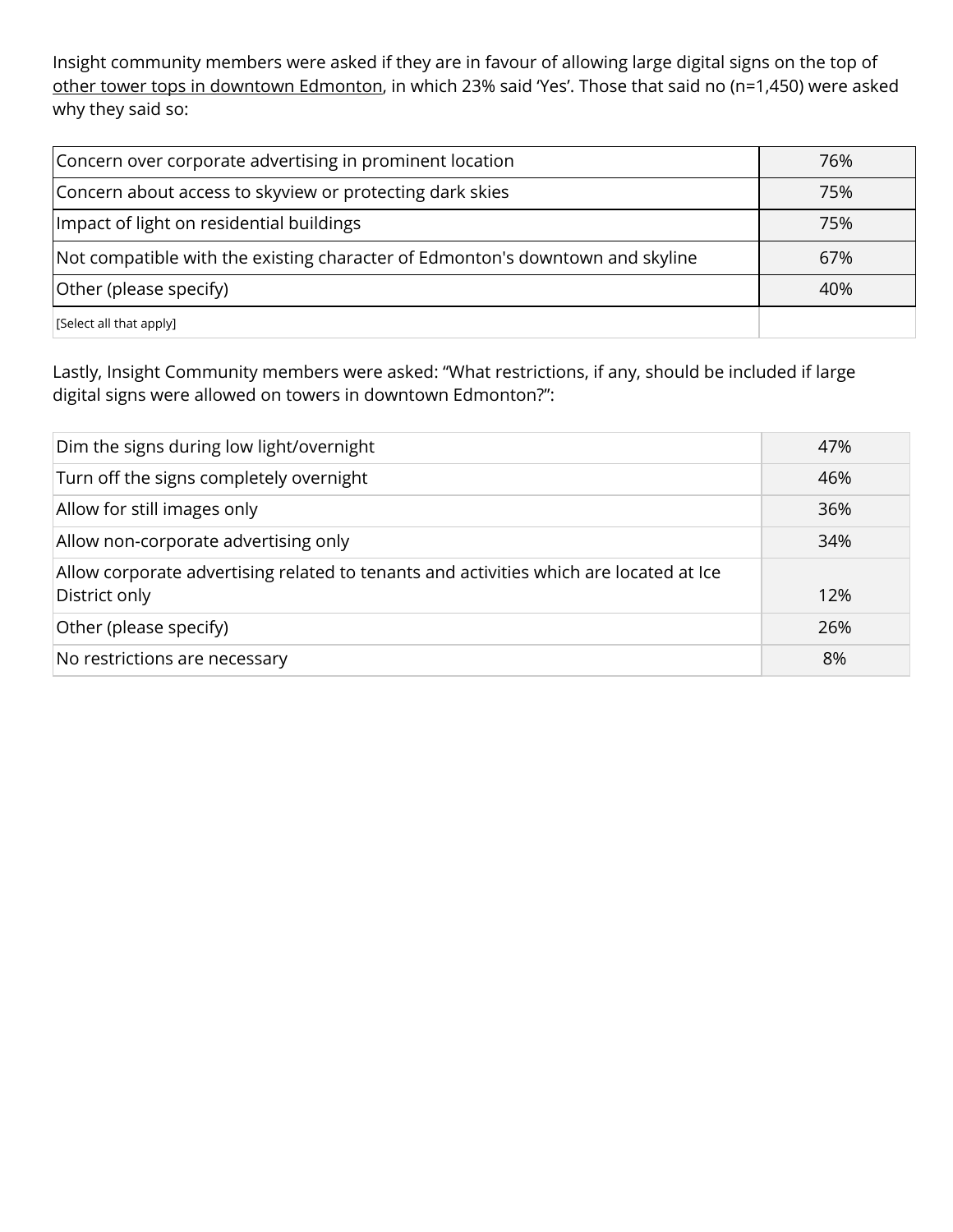Insight community members were asked if they are in favour of allowing large digital signs on the top of other tower tops in downtown Edmonton, in which 23% said 'Yes'. Those that said no (n=1,450) were asked why they said so:

| | |
|---|---|
| Concern over corporate advertising in prominent location | 76% |
| Concern about access to skyview or protecting dark skies | 75% |
| Impact of light on residential buildings | 75% |
| Not compatible with the existing character of Edmonton's downtown and skyline | 67% |
| Other (please specify) | 40% |
| [Select all that apply] | |

Lastly, Insight Community members were asked: "What restrictions, if any, should be included if large digital signs were allowed on towers in downtown Edmonton?":

| | |
|---|---|
| Dim the signs during low light/overnight | 47% |
| Turn off the signs completely overnight | 46% |
| Allow for still images only | 36% |
| Allow non-corporate advertising only | 34% |
| Allow corporate advertising related to tenants and activities which are located at Ice District only | 12% |
| Other (please specify) | 26% |
| No restrictions are necessary | 8% |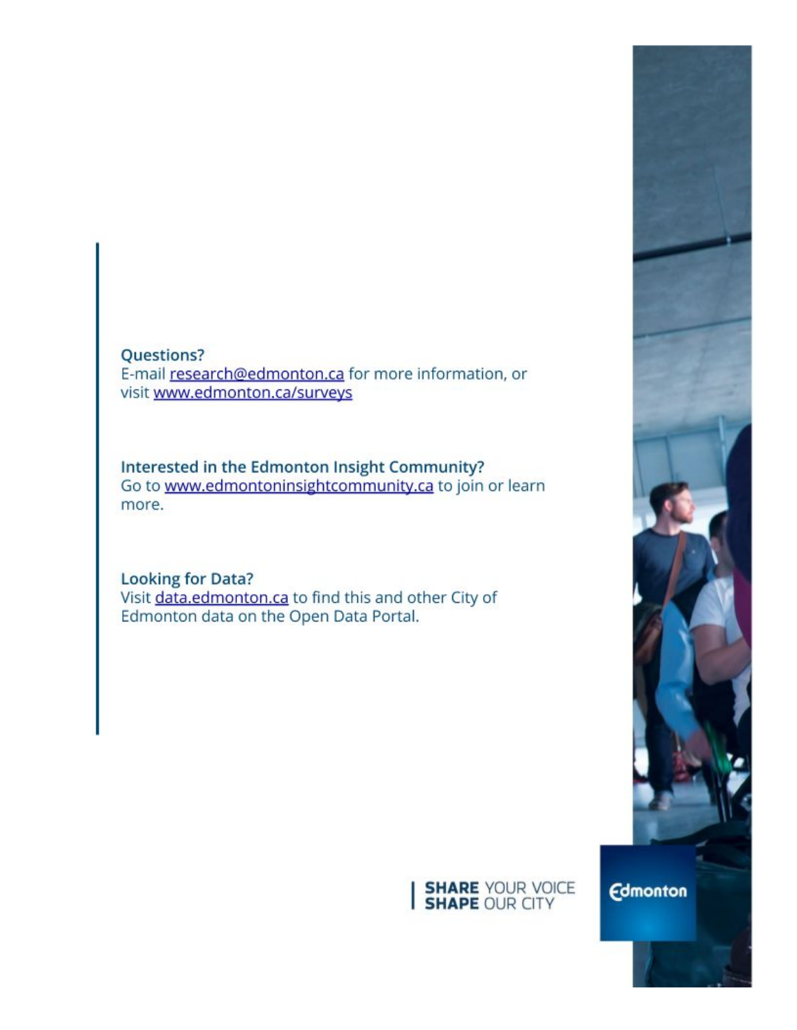**Questions?**
E-mail research@edmonton.ca for more information, or visit www.edmonton.ca/surveys

**Interested in the Edmonton Insight Community?**
Go to www.edmontoninsightcommunity.ca to join or learn more.

**Looking for Data?**
Visit data.edmonton.ca to find this and other City of Edmonton data on the Open Data Portal.

**SHARE** YOUR VOICE
**SHAPE** OUR CITY

Edmonton